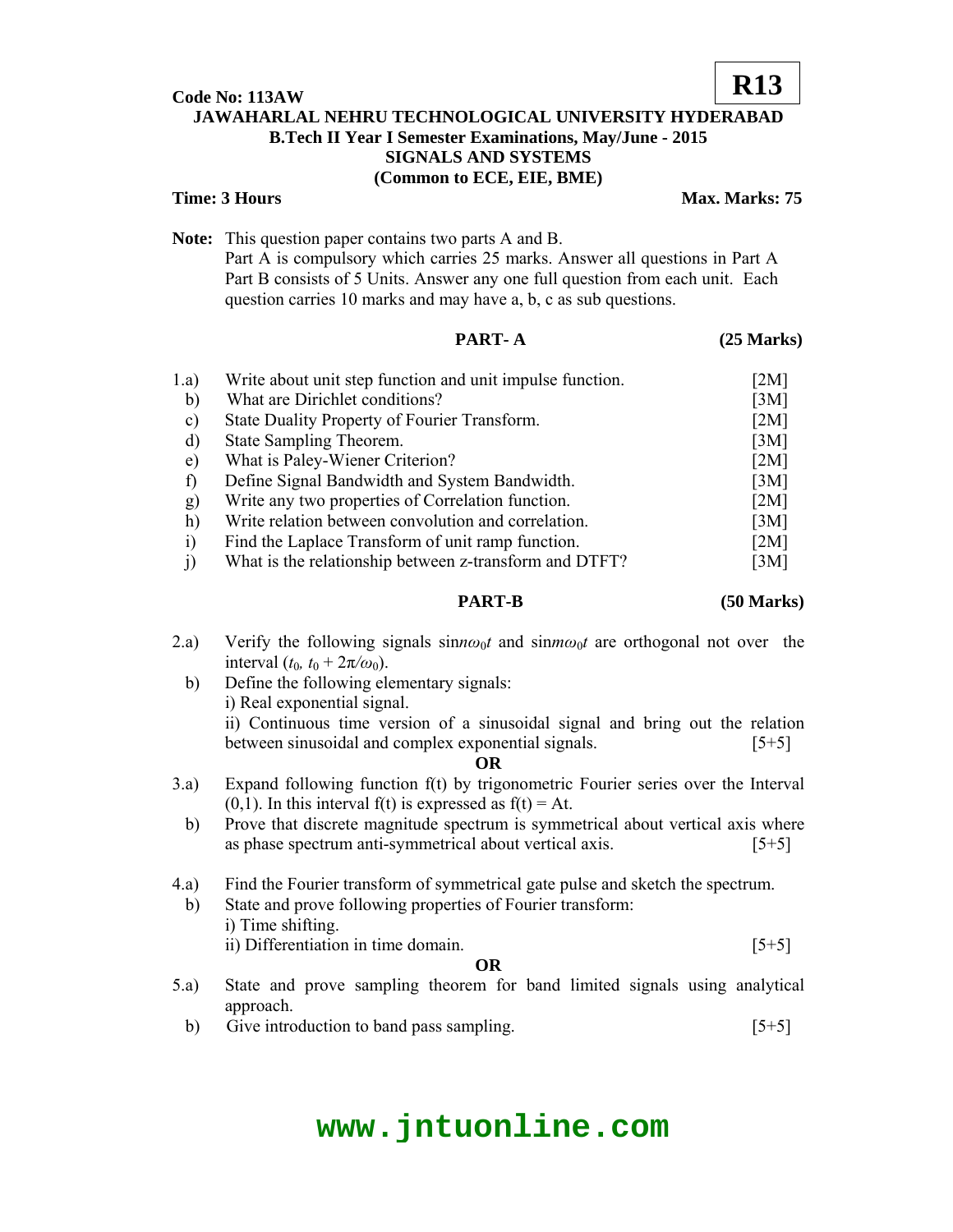**Code No: 113AW** **R13**

**JAWAHARLAL NEHRU TECHNOLOGICAL UNIVERSITY HYDERABAD**
**B.Tech II Year I Semester Examinations, May/June - 2015**
**SIGNALS AND SYSTEMS**
**(Common to ECE, EIE, BME)**

**Time: 3 Hours** **Max. Marks: 75**

**Note:** This question paper contains two parts A and B.
Part A is compulsory which carries 25 marks. Answer all questions in Part A
Part B consists of 5 Units. Answer any one full question from each unit. Each question carries 10 marks and may have a, b, c as sub questions.

## PART- A (25 Marks)

1.a) Write about unit step function and unit impulse function. [2M]
b) What are Dirichlet conditions? [3M]
c) State Duality Property of Fourier Transform. [2M]
d) State Sampling Theorem. [3M]
e) What is Paley-Wiener Criterion? [2M]
f) Define Signal Bandwidth and System Bandwidth. [3M]
g) Write any two properties of Correlation function. [2M]
h) Write relation between convolution and correlation. [3M]
i) Find the Laplace Transform of unit ramp function. [2M]
j) What is the relationship between z-transform and DTFT? [3M]

## PART-B (50 Marks)

2.a) Verify the following signals $\sin n\omega_0 t$ and $\sin m\omega_0 t$ are orthogonal not over the interval $(t_0, t_0 + 2\pi/\omega_0)$.
b) Define the following elementary signals:
i) Real exponential signal.
ii) Continuous time version of a sinusoidal signal and bring out the relation between sinusoidal and complex exponential signals. [5+5]

**OR**

3.a) Expand following function f(t) by trigonometric Fourier series over the Interval (0,1). In this interval f(t) is expressed as f(t) = At.
b) Prove that discrete magnitude spectrum is symmetrical about vertical axis where as phase spectrum anti-symmetrical about vertical axis. [5+5]

4.a) Find the Fourier transform of symmetrical gate pulse and sketch the spectrum.
b) State and prove following properties of Fourier transform:
i) Time shifting.
ii) Differentiation in time domain. [5+5]

**OR**

5.a) State and prove sampling theorem for band limited signals using analytical approach.
b) Give introduction to band pass sampling. [5+5]